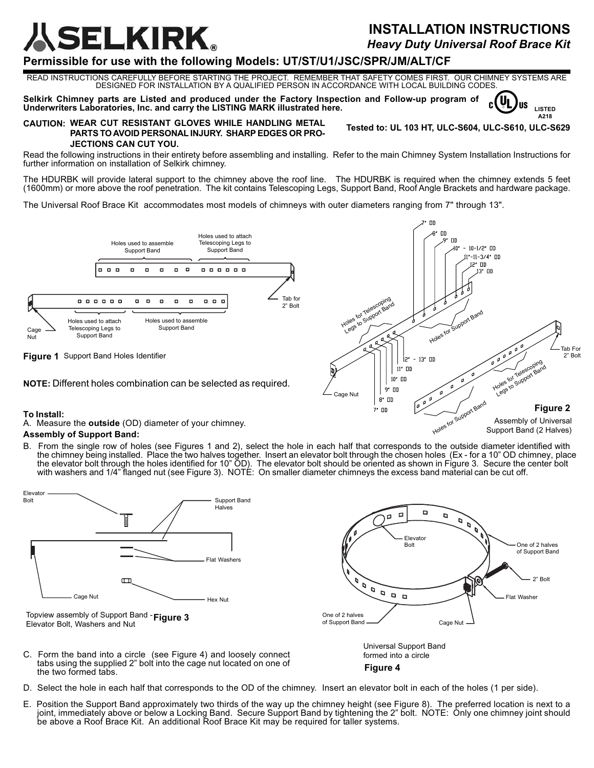# SELKIRK®

## INSTALLATION INSTRUCTIONS

*Heavy Duty Universal Roof Brace Kit*

### Permissible for use with the following Models: UT/ST/U1/JSC/SPR/JM/ALT/CF

READ INSTRUCTIONS CAREFULLY BEFORE STARTING THE PROJECT. REMEMBER THAT SAFETY COMES FIRST. OUR CHIMNEY SYSTEMS ARE DESIGNED FOR INSTALLATION BY A QUALIFIED PERSON IN ACCORDANCE WITH LOCAL BUILDING CODES.

**Selkirk Chimney parts are Listed and produced under the Factory Inspection and Follow-up program of Underwriters Laboratories, Inc. and carry the LISTING MARK illustrated here.**

c UL US LISTED A218

**CAUTION: WEAR CUT RESISTANT GLOVES WHILE HANDLING METAL PARTS TO AVOID PERSONAL INJURY. SHARP EDGES OR PROJECTIONS CAN CUT YOU.**

**Tested to: UL 103 HT, ULC-S604, ULC-S610, ULC-S629**

Read the following instructions in their entirety before assembling and installing. Refer to the main Chimney System Installation Instructions for further information on installation of Selkirk chimney.

The HDURBK will provide lateral support to the chimney above the roof line. The HDURBK is required when the chimney extends 5 feet (1600mm) or more above the roof penetration. The kit contains Telescoping Legs, Support Band, Roof Angle Brackets and hardware package.

The Universal Roof Brace Kit accommodates most models of chimneys with outer diameters ranging from 7" through 13".

Holes used to assemble Support Band — Holes used to attach Telescoping Legs to Support Band — Tab for 2" Bolt — Cage Nut

**Figure 1** Support Band Holes Identifier

**NOTE:** Different holes combination can be selected as required.

7" OD — 8" OD — 9" OD — 10" - 10-1/2" OD — 11"-11-3/4" OD — 12" OD — 13" OD — Holes for Telescoping Legs to Support Band — Holes for Support Band — Tab For 2" Bolt — Cage Nut — 12" - 13" OD — 11" OD — 10" OD — 9" OD — 8" OD — 7" OD

**Figure 2**
Assembly of Universal Support Band (2 Halves)

**To Install:**

A. Measure the **outside** (OD) diameter of your chimney.

**Assembly of Support Band:**

B. From the single row of holes (see Figures 1 and 2), select the hole in each half that corresponds to the outside diameter identified with the chimney being installed. Place the two halves together. Insert an elevator bolt through the chosen holes (Ex - for a 10" OD chimney, place the elevator bolt through the holes identified for 10" OD). The elevator bolt should be oriented as shown in Figure 3. Secure the center bolt with washers and 1/4" flanged nut (see Figure 3). NOTE: On smaller diameter chimneys the excess band material can be cut off.

Elevator Bolt — Support Band Halves — Flat Washers — Cage Nut — Hex Nut

Topview assembly of Support Band - Elevator Bolt, Washers and Nut **Figure 3**

Elevator Bolt — One of 2 halves of Support Band — 2" Bolt — Flat Washer — Cage Nut

Universal Support Band formed into a circle
**Figure 4**

C. Form the band into a circle (see Figure 4) and loosely connect tabs using the supplied 2" bolt into the cage nut located on one of the two formed tabs.

D. Select the hole in each half that corresponds to the OD of the chimney. Insert an elevator bolt in each of the holes (1 per side).

E. Position the Support Band approximately two thirds of the way up the chimney height (see Figure 8). The preferred location is next to a joint, immediately above or below a Locking Band. Secure Support Band by tightening the 2" bolt. NOTE: Only one chimney joint should be above a Roof Brace Kit. An additional Roof Brace Kit may be required for taller systems.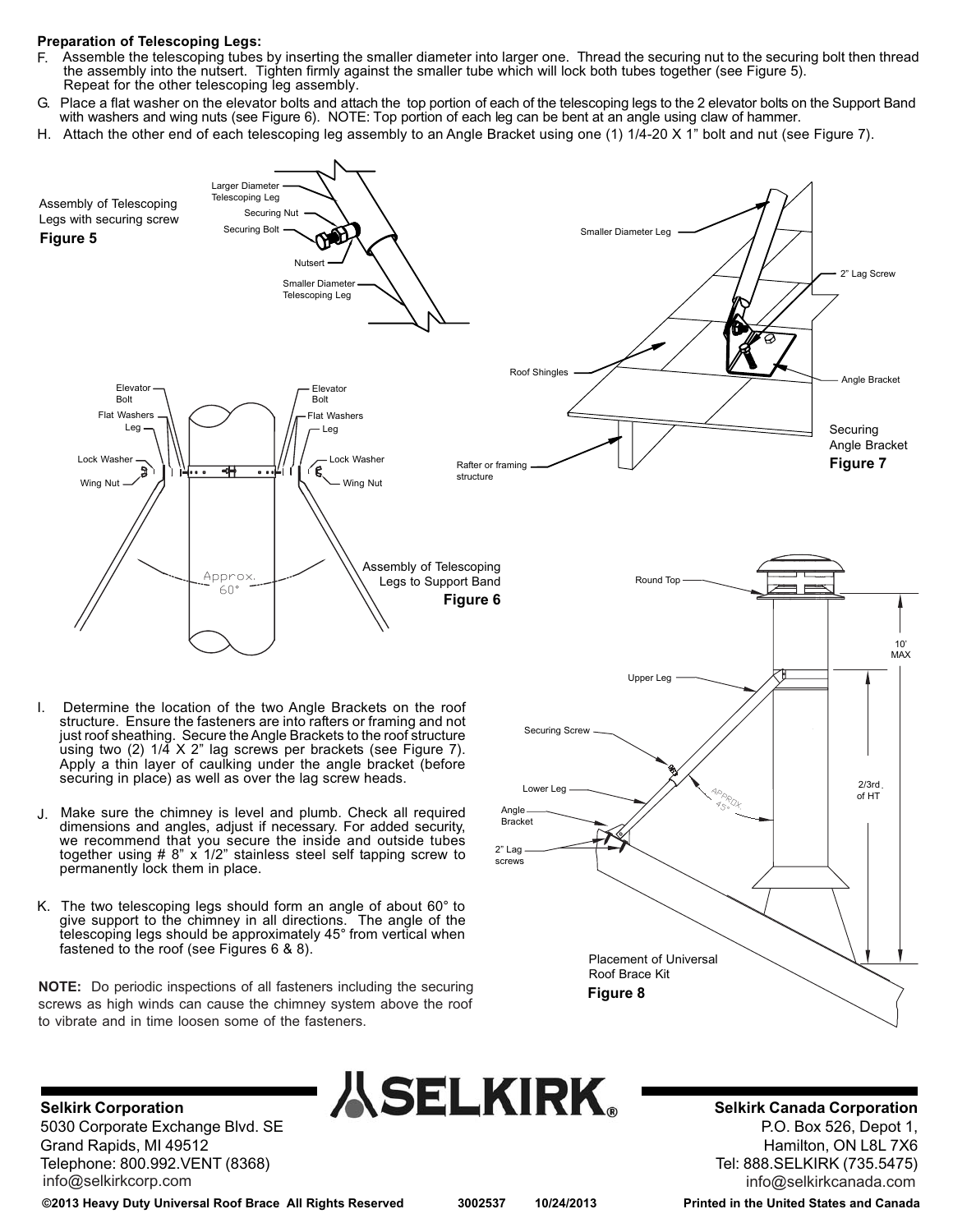**Preparation of Telescoping Legs:**

F. Assemble the telescoping tubes by inserting the smaller diameter into larger one. Thread the securing nut to the securing bolt then thread the assembly into the nutsert. Tighten firmly against the smaller tube which will lock both tubes together (see Figure 5). Repeat for the other telescoping leg assembly.

G. Place a flat washer on the elevator bolts and attach the top portion of each of the telescoping legs to the 2 elevator bolts on the Support Band with washers and wing nuts (see Figure 6). NOTE: Top portion of each leg can be bent at an angle using claw of hammer.

H. Attach the other end of each telescoping leg assembly to an Angle Bracket using one (1) 1/4-20 X 1" bolt and nut (see Figure 7).

Assembly of Telescoping Legs with securing screw
**Figure 5**

Larger Diameter Telescoping Leg
Securing Nut
Securing Bolt
Nutsert
Smaller Diameter Telescoping Leg

Smaller Diameter Leg
2" Lag Screw
Roof Shingles
Angle Bracket
Rafter or framing structure

Securing Angle Bracket
**Figure 7**

Elevator Bolt
Flat Washers
Leg
Lock Washer
Wing Nut
Approx. 60°

Assembly of Telescoping Legs to Support Band
**Figure 6**

I. Determine the location of the two Angle Brackets on the roof structure. Ensure the fasteners are into rafters or framing and not just roof sheathing. Secure the Angle Brackets to the roof structure using two (2) 1/4 X 2" lag screws per brackets (see Figure 7). Apply a thin layer of caulking under the angle bracket (before securing in place) as well as over the lag screw heads.

J. Make sure the chimney is level and plumb. Check all required dimensions and angles, adjust if necessary. For added security, we recommend that you secure the inside and outside tubes together using # 8" x 1/2" stainless steel self tapping screw to permanently lock them in place.

K. The two telescoping legs should form an angle of about 60° to give support to the chimney in all directions. The angle of the telescoping legs should be approximately 45° from vertical when fastened to the roof (see Figures 6 & 8).

**NOTE:** Do periodic inspections of all fasteners including the securing screws as high winds can cause the chimney system above the roof to vibrate and in time loosen some of the fasteners.

Round Top
10' MAX
Upper Leg
Securing Screw
Lower Leg
Angle Bracket
2" Lag screws
APPROX. 45°
2/3rd of HT

Placement of Universal Roof Brace Kit
**Figure 8**

**Selkirk Corporation**
5030 Corporate Exchange Blvd. SE
Grand Rapids, MI 49512
Telephone: 800.992.VENT (8368)
info@selkirkcorp.com

SELKIRK®

**Selkirk Canada Corporation**
P.O. Box 526, Depot 1,
Hamilton, ON L8L 7X6
Tel: 888.SELKIRK (735.5475)
info@selkirkcanada.com

**©2013 Heavy Duty Universal Roof Brace All Rights Reserved 3002537 10/24/2013 Printed in the United States and Canada**